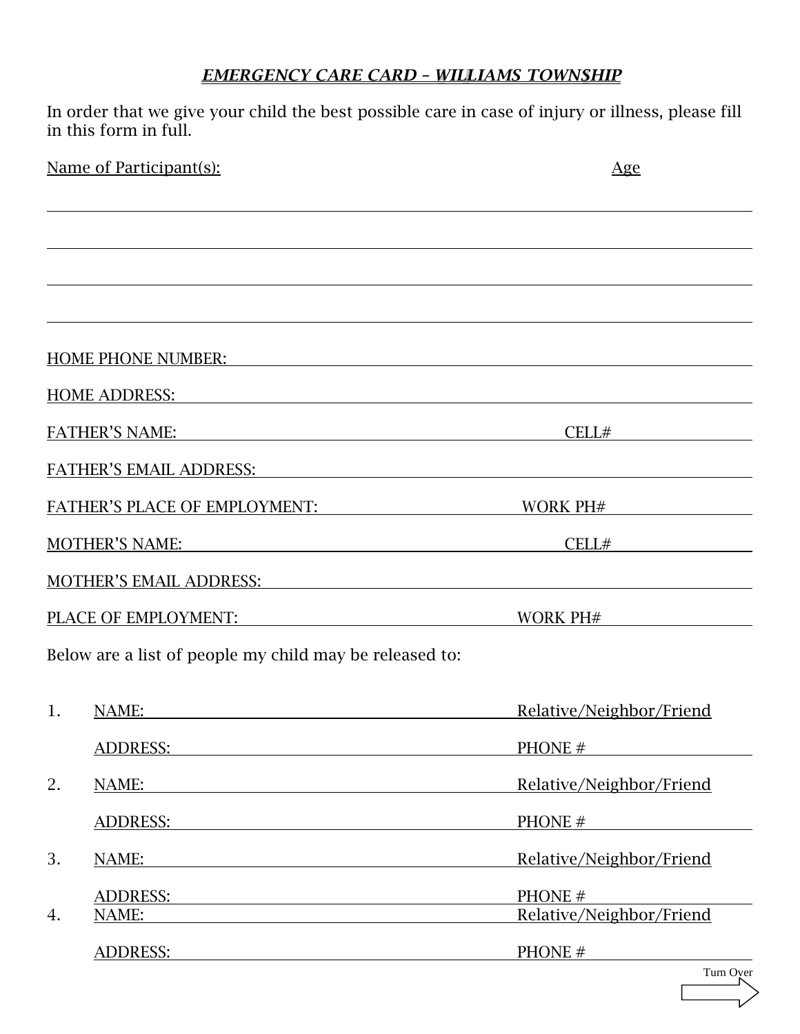***EMERGENCY CARE CARD – WILLIAMS TOWNSHIP***

In order that we give your child the best possible care in case of injury or illness, please fill in this form in full.

Name of Participant(s): Age

______________________________________________

______________________________________________

______________________________________________

______________________________________________

HOME PHONE NUMBER: ______________________________________________

HOME ADDRESS: ______________________________________________

FATHER'S NAME: ______________________ CELL# ______________

FATHER'S EMAIL ADDRESS: ______________________________________________

FATHER'S PLACE OF EMPLOYMENT: ______________ WORK PH# ______________

MOTHER'S NAME: ______________________ CELL# ______________

MOTHER'S EMAIL ADDRESS: ______________________________________________

PLACE OF EMPLOYMENT: ______________________ WORK PH# ______________

Below are a list of people my child may be released to:

1. NAME: ______________________ Relative/Neighbor/Friend

   ADDRESS: ______________________ PHONE # ______________

2. NAME: ______________________ Relative/Neighbor/Friend

   ADDRESS: ______________________ PHONE # ______________

3. NAME: ______________________ Relative/Neighbor/Friend

   ADDRESS: ______________________ PHONE # ______________

4. NAME: ______________________ Relative/Neighbor/Friend

   ADDRESS: ______________________ PHONE # ______________

Turn Over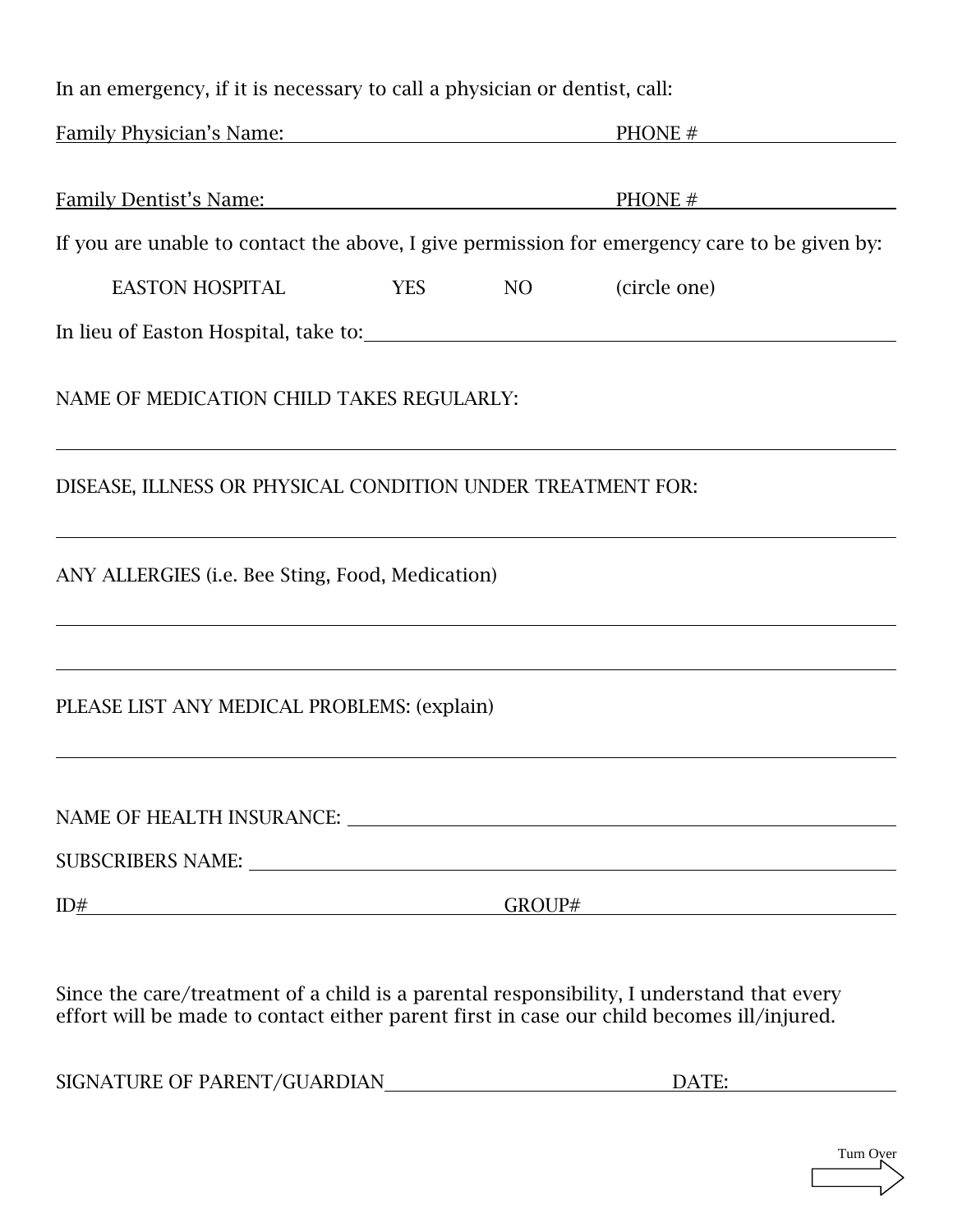In an emergency, if it is necessary to call a physician or dentist, call:

Family Physician's Name: ______________________________ PHONE # ________________

Family Dentist's Name: ______________________________ PHONE # ________________

If you are unable to contact the above, I give permission for emergency care to be given by:

EASTON HOSPITAL YES NO (circle one)

In lieu of Easton Hospital, take to: ______________________________________________

NAME OF MEDICATION CHILD TAKES REGULARLY:

_____________________________________________________________________________

DISEASE, ILLNESS OR PHYSICAL CONDITION UNDER TREATMENT FOR:

_____________________________________________________________________________

ANY ALLERGIES (i.e. Bee Sting, Food, Medication)

_____________________________________________________________________________

_____________________________________________________________________________

PLEASE LIST ANY MEDICAL PROBLEMS: (explain)

_____________________________________________________________________________

NAME OF HEALTH INSURANCE: ______________________________________________

SUBSCRIBERS NAME: ______________________________________________________

ID# ______________________________ GROUP# ______________________________

Since the care/treatment of a child is a parental responsibility, I understand that every effort will be made to contact either parent first in case our child becomes ill/injured.

SIGNATURE OF PARENT/GUARDIAN ______________________________ DATE: ______________

Turn Over